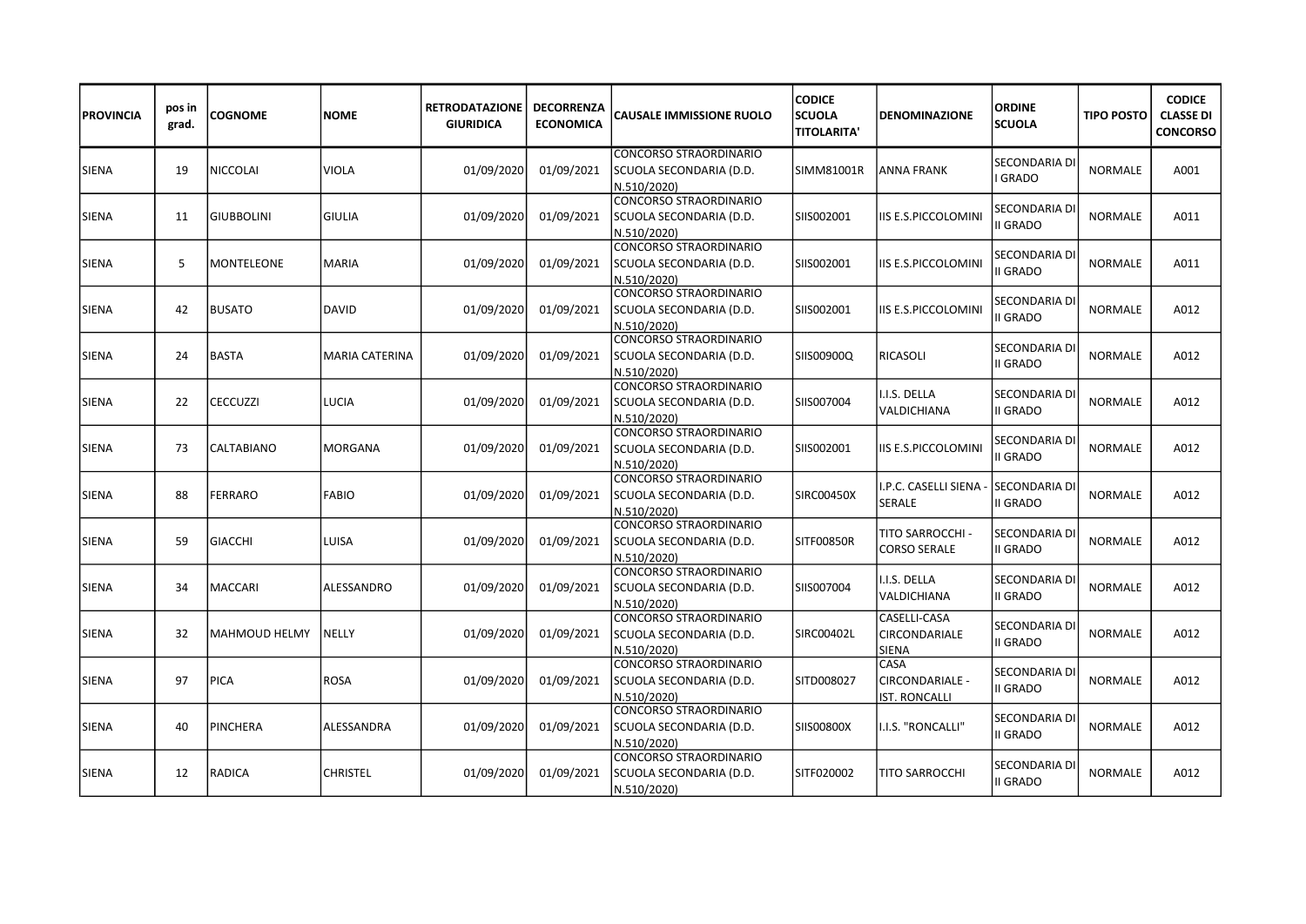| PROVINCIA | pos in grad. | COGNOME | NOME | RETRODATAZIONE GIURIDICA | DECORRENZA ECONOMICA | CAUSALE IMMISSIONE RUOLO | CODICE SCUOLA TITOLARITA' | DENOMINAZIONE | ORDINE SCUOLA | TIPO POSTO | CODICE CLASSE DI CONCORSO |
|---|---|---|---|---|---|---|---|---|---|---|---|
| SIENA | 19 | NICCOLAI | VIOLA | 01/09/2020 | 01/09/2021 | CONCORSO STRAORDINARIO SCUOLA SECONDARIA (D.D. N.510/2020) | SIMM81001R | ANNA FRANK | SECONDARIA DI I GRADO | NORMALE | A001 |
| SIENA | 11 | GIUBBOLINI | GIULIA | 01/09/2020 | 01/09/2021 | CONCORSO STRAORDINARIO SCUOLA SECONDARIA (D.D. N.510/2020) | SIIS002001 | IIS E.S.PICCOLOMINI | SECONDARIA DI II GRADO | NORMALE | A011 |
| SIENA | 5 | MONTELEONE | MARIA | 01/09/2020 | 01/09/2021 | CONCORSO STRAORDINARIO SCUOLA SECONDARIA (D.D. N.510/2020) | SIIS002001 | IIS E.S.PICCOLOMINI | SECONDARIA DI II GRADO | NORMALE | A011 |
| SIENA | 42 | BUSATO | DAVID | 01/09/2020 | 01/09/2021 | CONCORSO STRAORDINARIO SCUOLA SECONDARIA (D.D. N.510/2020) | SIIS002001 | IIS E.S.PICCOLOMINI | SECONDARIA DI II GRADO | NORMALE | A012 |
| SIENA | 24 | BASTA | MARIA CATERINA | 01/09/2020 | 01/09/2021 | CONCORSO STRAORDINARIO SCUOLA SECONDARIA (D.D. N.510/2020) | SIIS00900Q | RICASOLI | SECONDARIA DI II GRADO | NORMALE | A012 |
| SIENA | 22 | CECCUZZI | LUCIA | 01/09/2020 | 01/09/2021 | CONCORSO STRAORDINARIO SCUOLA SECONDARIA (D.D. N.510/2020) | SIIS007004 | I.I.S. DELLA VALDICHIANA | SECONDARIA DI II GRADO | NORMALE | A012 |
| SIENA | 73 | CALTABIANO | MORGANA | 01/09/2020 | 01/09/2021 | CONCORSO STRAORDINARIO SCUOLA SECONDARIA (D.D. N.510/2020) | SIIS002001 | IIS E.S.PICCOLOMINI | SECONDARIA DI II GRADO | NORMALE | A012 |
| SIENA | 88 | FERRARO | FABIO | 01/09/2020 | 01/09/2021 | CONCORSO STRAORDINARIO SCUOLA SECONDARIA (D.D. N.510/2020) | SIRC00450X | I.P.C. CASELLI SIENA - SERALE | SECONDARIA DI II GRADO | NORMALE | A012 |
| SIENA | 59 | GIACCHI | LUISA | 01/09/2020 | 01/09/2021 | CONCORSO STRAORDINARIO SCUOLA SECONDARIA (D.D. N.510/2020) | SITF00850R | TITO SARROCCHI - CORSO SERALE | SECONDARIA DI II GRADO | NORMALE | A012 |
| SIENA | 34 | MACCARI | ALESSANDRO | 01/09/2020 | 01/09/2021 | CONCORSO STRAORDINARIO SCUOLA SECONDARIA (D.D. N.510/2020) | SIIS007004 | I.I.S. DELLA VALDICHIANA | SECONDARIA DI II GRADO | NORMALE | A012 |
| SIENA | 32 | MAHMOUD HELMY | NELLY | 01/09/2020 | 01/09/2021 | CONCORSO STRAORDINARIO SCUOLA SECONDARIA (D.D. N.510/2020) | SIRC00402L | CASELLI-CASA CIRCONDARIALE SIENA | SECONDARIA DI II GRADO | NORMALE | A012 |
| SIENA | 97 | PICA | ROSA | 01/09/2020 | 01/09/2021 | CONCORSO STRAORDINARIO SCUOLA SECONDARIA (D.D. N.510/2020) | SITD008027 | CASA CIRCONDARIALE - IST. RONCALLI | SECONDARIA DI II GRADO | NORMALE | A012 |
| SIENA | 40 | PINCHERA | ALESSANDRA | 01/09/2020 | 01/09/2021 | CONCORSO STRAORDINARIO SCUOLA SECONDARIA (D.D. N.510/2020) | SIIS00800X | I.I.S. "RONCALLI" | SECONDARIA DI II GRADO | NORMALE | A012 |
| SIENA | 12 | RADICA | CHRISTEL | 01/09/2020 | 01/09/2021 | CONCORSO STRAORDINARIO SCUOLA SECONDARIA (D.D. N.510/2020) | SITF020002 | TITO SARROCCHI | SECONDARIA DI II GRADO | NORMALE | A012 |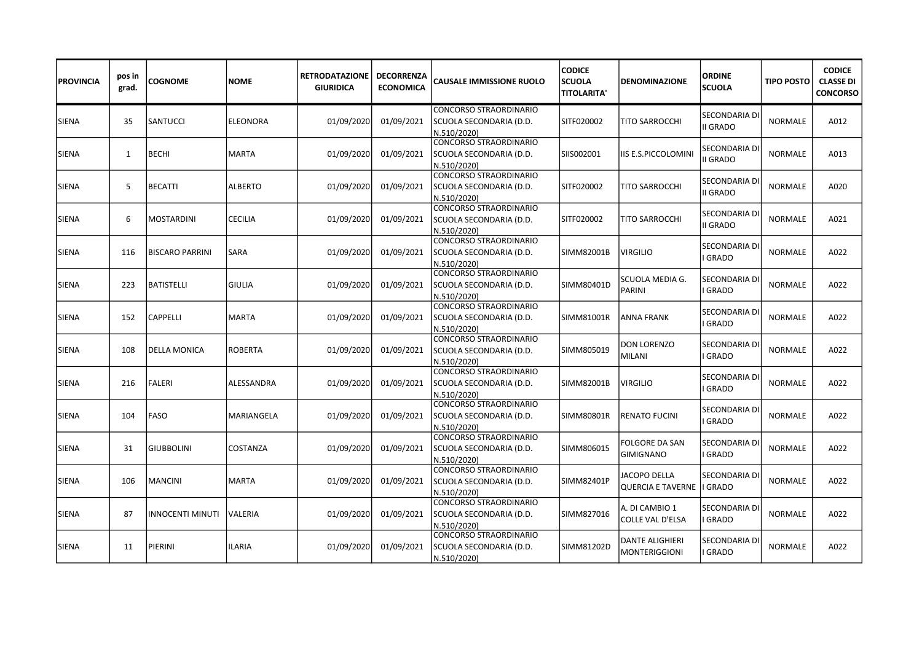| PROVINCIA | pos in grad. | COGNOME | NOME | RETRODATAZIONE GIURIDICA | DECORRENZA ECONOMICA | CAUSALE IMMISSIONE RUOLO | CODICE SCUOLA TITOLARITA' | DENOMINAZIONE | ORDINE SCUOLA | TIPO POSTO | CODICE CLASSE DI CONCORSO |
|---|---|---|---|---|---|---|---|---|---|---|---|
| SIENA | 35 | SANTUCCI | ELEONORA | 01/09/2020 | 01/09/2021 | CONCORSO STRAORDINARIO SCUOLA SECONDARIA (D.D. N.510/2020) | SITF020002 | TITO SARROCCHI | SECONDARIA DI II GRADO | NORMALE | A012 |
| SIENA | 1 | BECHI | MARTA | 01/09/2020 | 01/09/2021 | CONCORSO STRAORDINARIO SCUOLA SECONDARIA (D.D. N.510/2020) | SIIS002001 | IIS E.S.PICCOLOMINI | SECONDARIA DI II GRADO | NORMALE | A013 |
| SIENA | 5 | BECATTI | ALBERTO | 01/09/2020 | 01/09/2021 | CONCORSO STRAORDINARIO SCUOLA SECONDARIA (D.D. N.510/2020) | SITF020002 | TITO SARROCCHI | SECONDARIA DI II GRADO | NORMALE | A020 |
| SIENA | 6 | MOSTARDINI | CECILIA | 01/09/2020 | 01/09/2021 | CONCORSO STRAORDINARIO SCUOLA SECONDARIA (D.D. N.510/2020) | SITF020002 | TITO SARROCCHI | SECONDARIA DI II GRADO | NORMALE | A021 |
| SIENA | 116 | BISCARO PARRINI | SARA | 01/09/2020 | 01/09/2021 | CONCORSO STRAORDINARIO SCUOLA SECONDARIA (D.D. N.510/2020) | SIMM82001B | VIRGILIO | SECONDARIA DI I GRADO | NORMALE | A022 |
| SIENA | 223 | BATISTELLI | GIULIA | 01/09/2020 | 01/09/2021 | CONCORSO STRAORDINARIO SCUOLA SECONDARIA (D.D. N.510/2020) | SIMM80401D | SCUOLA MEDIA G. PARINI | SECONDARIA DI I GRADO | NORMALE | A022 |
| SIENA | 152 | CAPPELLI | MARTA | 01/09/2020 | 01/09/2021 | CONCORSO STRAORDINARIO SCUOLA SECONDARIA (D.D. N.510/2020) | SIMM81001R | ANNA FRANK | SECONDARIA DI I GRADO | NORMALE | A022 |
| SIENA | 108 | DELLA MONICA | ROBERTA | 01/09/2020 | 01/09/2021 | CONCORSO STRAORDINARIO SCUOLA SECONDARIA (D.D. N.510/2020) | SIMM805019 | DON LORENZO MILANI | SECONDARIA DI I GRADO | NORMALE | A022 |
| SIENA | 216 | FALERI | ALESSANDRA | 01/09/2020 | 01/09/2021 | CONCORSO STRAORDINARIO SCUOLA SECONDARIA (D.D. N.510/2020) | SIMM82001B | VIRGILIO | SECONDARIA DI I GRADO | NORMALE | A022 |
| SIENA | 104 | FASO | MARIANGELA | 01/09/2020 | 01/09/2021 | CONCORSO STRAORDINARIO SCUOLA SECONDARIA (D.D. N.510/2020) | SIMM80801R | RENATO FUCINI | SECONDARIA DI I GRADO | NORMALE | A022 |
| SIENA | 31 | GIUBBOLINI | COSTANZA | 01/09/2020 | 01/09/2021 | CONCORSO STRAORDINARIO SCUOLA SECONDARIA (D.D. N.510/2020) | SIMM806015 | FOLGORE DA SAN GIMIGNANO | SECONDARIA DI I GRADO | NORMALE | A022 |
| SIENA | 106 | MANCINI | MARTA | 01/09/2020 | 01/09/2021 | CONCORSO STRAORDINARIO SCUOLA SECONDARIA (D.D. N.510/2020) | SIMM82401P | JACOPO DELLA QUERCIA E TAVERNE | SECONDARIA DI I GRADO | NORMALE | A022 |
| SIENA | 87 | INNOCENTI MINUTI | VALERIA | 01/09/2020 | 01/09/2021 | CONCORSO STRAORDINARIO SCUOLA SECONDARIA (D.D. N.510/2020) | SIMM827016 | A. DI CAMBIO 1 COLLE VAL D'ELSA | SECONDARIA DI I GRADO | NORMALE | A022 |
| SIENA | 11 | PIERINI | ILARIA | 01/09/2020 | 01/09/2021 | CONCORSO STRAORDINARIO SCUOLA SECONDARIA (D.D. N.510/2020) | SIMM81202D | DANTE ALIGHIERI MONTERIGGIONI | SECONDARIA DI I GRADO | NORMALE | A022 |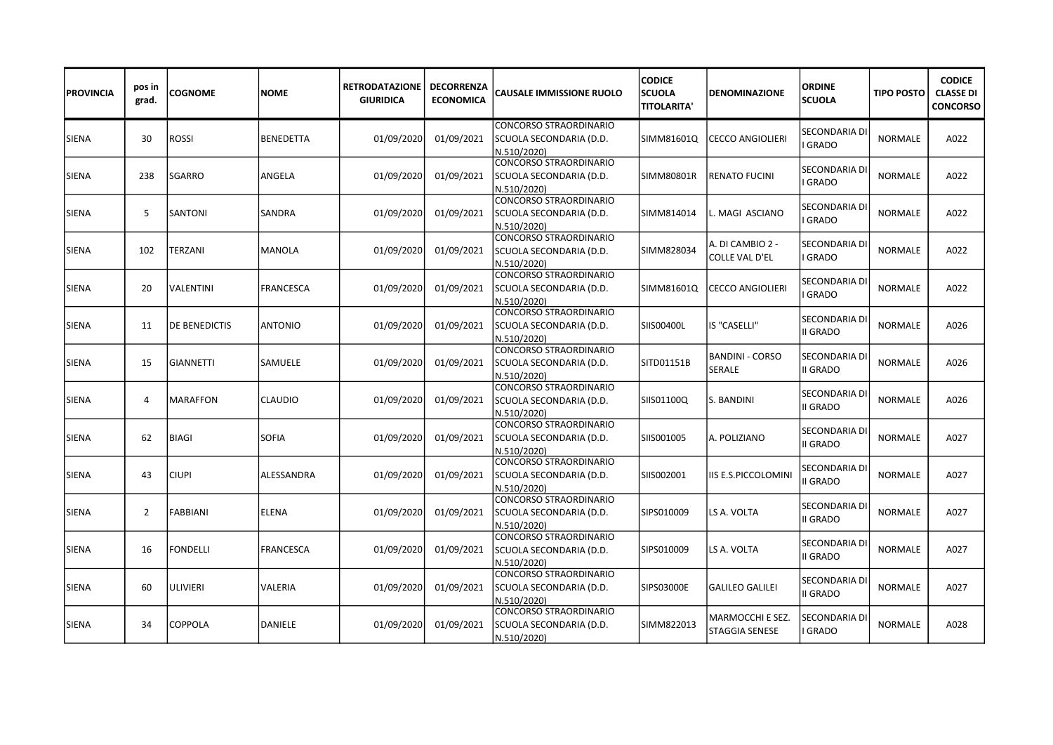| PROVINCIA | pos in grad. | COGNOME | NOME | RETRODATAZIONE GIURIDICA | DECORRENZA ECONOMICA | CAUSALE IMMISSIONE RUOLO | CODICE SCUOLA TITOLARITA' | DENOMINAZIONE | ORDINE SCUOLA | TIPO POSTO | CODICE CLASSE DI CONCORSO |
|---|---|---|---|---|---|---|---|---|---|---|---|
| SIENA | 30 | ROSSI | BENEDETTA | 01/09/2020 | 01/09/2021 | CONCORSO STRAORDINARIO SCUOLA SECONDARIA (D.D. N.510/2020) | SIMM81601Q | CECCO ANGIOLIERI | SECONDARIA DI I GRADO | NORMALE | A022 |
| SIENA | 238 | SGARRO | ANGELA | 01/09/2020 | 01/09/2021 | CONCORSO STRAORDINARIO SCUOLA SECONDARIA (D.D. N.510/2020) | SIMM80801R | RENATO FUCINI | SECONDARIA DI I GRADO | NORMALE | A022 |
| SIENA | 5 | SANTONI | SANDRA | 01/09/2020 | 01/09/2021 | CONCORSO STRAORDINARIO SCUOLA SECONDARIA (D.D. N.510/2020) | SIMM814014 | L. MAGI ASCIANO | SECONDARIA DI I GRADO | NORMALE | A022 |
| SIENA | 102 | TERZANI | MANOLA | 01/09/2020 | 01/09/2021 | CONCORSO STRAORDINARIO SCUOLA SECONDARIA (D.D. N.510/2020) | SIMM828034 | A. DI CAMBIO 2 - COLLE VAL D'EL | SECONDARIA DI I GRADO | NORMALE | A022 |
| SIENA | 20 | VALENTINI | FRANCESCA | 01/09/2020 | 01/09/2021 | CONCORSO STRAORDINARIO SCUOLA SECONDARIA (D.D. N.510/2020) | SIMM81601Q | CECCO ANGIOLIERI | SECONDARIA DI I GRADO | NORMALE | A022 |
| SIENA | 11 | DE BENEDICTIS | ANTONIO | 01/09/2020 | 01/09/2021 | CONCORSO STRAORDINARIO SCUOLA SECONDARIA (D.D. N.510/2020) | SIIS00400L | IS "CASELLI" | SECONDARIA DI II GRADO | NORMALE | A026 |
| SIENA | 15 | GIANNETTI | SAMUELE | 01/09/2020 | 01/09/2021 | CONCORSO STRAORDINARIO SCUOLA SECONDARIA (D.D. N.510/2020) | SITD01151B | BANDINI - CORSO SERALE | SECONDARIA DI II GRADO | NORMALE | A026 |
| SIENA | 4 | MARAFFON | CLAUDIO | 01/09/2020 | 01/09/2021 | CONCORSO STRAORDINARIO SCUOLA SECONDARIA (D.D. N.510/2020) | SIIS01100Q | S. BANDINI | SECONDARIA DI II GRADO | NORMALE | A026 |
| SIENA | 62 | BIAGI | SOFIA | 01/09/2020 | 01/09/2021 | CONCORSO STRAORDINARIO SCUOLA SECONDARIA (D.D. N.510/2020) | SIIS001005 | A. POLIZIANO | SECONDARIA DI II GRADO | NORMALE | A027 |
| SIENA | 43 | CIUPI | ALESSANDRA | 01/09/2020 | 01/09/2021 | CONCORSO STRAORDINARIO SCUOLA SECONDARIA (D.D. N.510/2020) | SIIS002001 | IIS E.S.PICCOLOMINI | SECONDARIA DI II GRADO | NORMALE | A027 |
| SIENA | 2 | FABBIANI | ELENA | 01/09/2020 | 01/09/2021 | CONCORSO STRAORDINARIO SCUOLA SECONDARIA (D.D. N.510/2020) | SIPS010009 | LS A. VOLTA | SECONDARIA DI II GRADO | NORMALE | A027 |
| SIENA | 16 | FONDELLI | FRANCESCA | 01/09/2020 | 01/09/2021 | CONCORSO STRAORDINARIO SCUOLA SECONDARIA (D.D. N.510/2020) | SIPS010009 | LS A. VOLTA | SECONDARIA DI II GRADO | NORMALE | A027 |
| SIENA | 60 | ULIVIERI | VALERIA | 01/09/2020 | 01/09/2021 | CONCORSO STRAORDINARIO SCUOLA SECONDARIA (D.D. N.510/2020) | SIPS03000E | GALILEO GALILEI | SECONDARIA DI II GRADO | NORMALE | A027 |
| SIENA | 34 | COPPOLA | DANIELE | 01/09/2020 | 01/09/2021 | CONCORSO STRAORDINARIO SCUOLA SECONDARIA (D.D. N.510/2020) | SIMM822013 | MARMOCCHI E SEZ. STAGGIA SENESE | SECONDARIA DI I GRADO | NORMALE | A028 |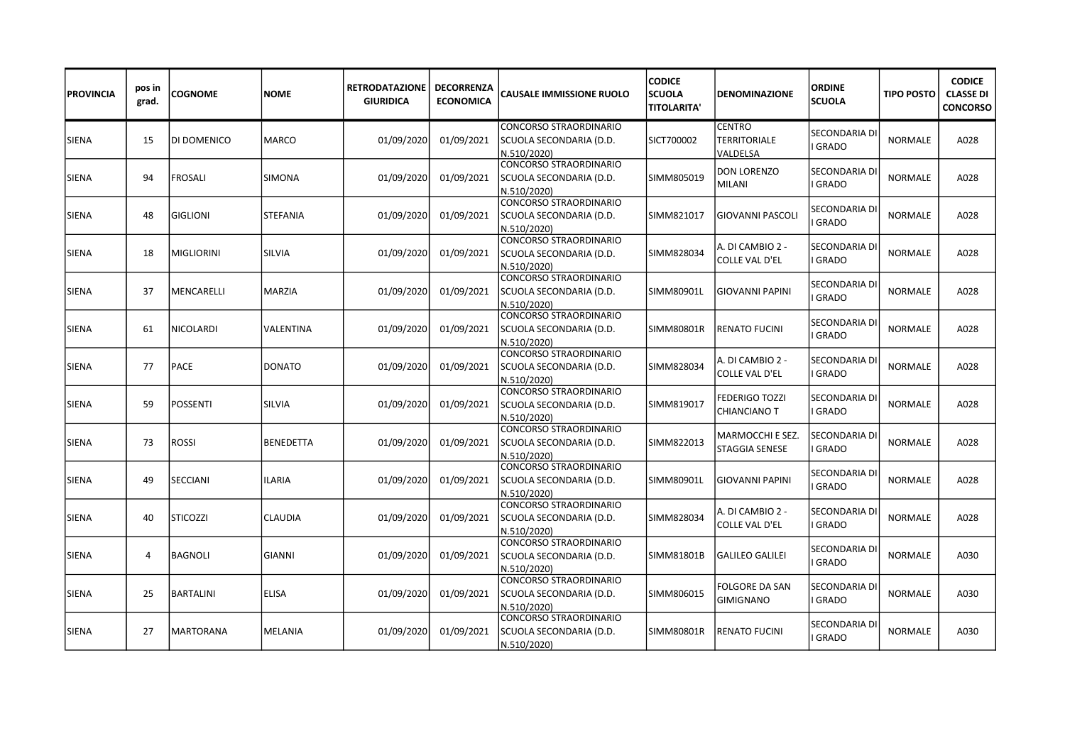| PROVINCIA | pos in grad. | COGNOME | NOME | RETRODATAZIONE GIURIDICA | DECORRENZA ECONOMICA | CAUSALE IMMISSIONE RUOLO | CODICE SCUOLA TITOLARITA' | DENOMINAZIONE | ORDINE SCUOLA | TIPO POSTO | CODICE CLASSE DI CONCORSO |
|---|---|---|---|---|---|---|---|---|---|---|---|
| SIENA | 15 | DI DOMENICO | MARCO | 01/09/2020 | 01/09/2021 | CONCORSO STRAORDINARIO SCUOLA SECONDARIA (D.D. N.510/2020) | SICT700002 | CENTRO TERRITORIALE VALDELSA | SECONDARIA DI I GRADO | NORMALE | A028 |
| SIENA | 94 | FROSALI | SIMONA | 01/09/2020 | 01/09/2021 | CONCORSO STRAORDINARIO SCUOLA SECONDARIA (D.D. N.510/2020) | SIMM805019 | DON LORENZO MILANI | SECONDARIA DI I GRADO | NORMALE | A028 |
| SIENA | 48 | GIGLIONI | STEFANIA | 01/09/2020 | 01/09/2021 | CONCORSO STRAORDINARIO SCUOLA SECONDARIA (D.D. N.510/2020) | SIMM821017 | GIOVANNI PASCOLI | SECONDARIA DI I GRADO | NORMALE | A028 |
| SIENA | 18 | MIGLIORINI | SILVIA | 01/09/2020 | 01/09/2021 | CONCORSO STRAORDINARIO SCUOLA SECONDARIA (D.D. N.510/2020) | SIMM828034 | A. DI CAMBIO 2 - COLLE VAL D'EL | SECONDARIA DI I GRADO | NORMALE | A028 |
| SIENA | 37 | MENCARELLI | MARZIA | 01/09/2020 | 01/09/2021 | CONCORSO STRAORDINARIO SCUOLA SECONDARIA (D.D. N.510/2020) | SIMM80901L | GIOVANNI PAPINI | SECONDARIA DI I GRADO | NORMALE | A028 |
| SIENA | 61 | NICOLARDI | VALENTINA | 01/09/2020 | 01/09/2021 | CONCORSO STRAORDINARIO SCUOLA SECONDARIA (D.D. N.510/2020) | SIMM80801R | RENATO FUCINI | SECONDARIA DI I GRADO | NORMALE | A028 |
| SIENA | 77 | PACE | DONATO | 01/09/2020 | 01/09/2021 | CONCORSO STRAORDINARIO SCUOLA SECONDARIA (D.D. N.510/2020) | SIMM828034 | A. DI CAMBIO 2 - COLLE VAL D'EL | SECONDARIA DI I GRADO | NORMALE | A028 |
| SIENA | 59 | POSSENTI | SILVIA | 01/09/2020 | 01/09/2021 | CONCORSO STRAORDINARIO SCUOLA SECONDARIA (D.D. N.510/2020) | SIMM819017 | FEDERIGO TOZZI CHIANCIANO T | SECONDARIA DI I GRADO | NORMALE | A028 |
| SIENA | 73 | ROSSI | BENEDETTA | 01/09/2020 | 01/09/2021 | CONCORSO STRAORDINARIO SCUOLA SECONDARIA (D.D. N.510/2020) | SIMM822013 | MARMOCCHI E SEZ. STAGGIA SENESE | SECONDARIA DI I GRADO | NORMALE | A028 |
| SIENA | 49 | SECCIANI | ILARIA | 01/09/2020 | 01/09/2021 | CONCORSO STRAORDINARIO SCUOLA SECONDARIA (D.D. N.510/2020) | SIMM80901L | GIOVANNI PAPINI | SECONDARIA DI I GRADO | NORMALE | A028 |
| SIENA | 40 | STICOZZI | CLAUDIA | 01/09/2020 | 01/09/2021 | CONCORSO STRAORDINARIO SCUOLA SECONDARIA (D.D. N.510/2020) | SIMM828034 | A. DI CAMBIO 2 - COLLE VAL D'EL | SECONDARIA DI I GRADO | NORMALE | A028 |
| SIENA | 4 | BAGNOLI | GIANNI | 01/09/2020 | 01/09/2021 | CONCORSO STRAORDINARIO SCUOLA SECONDARIA (D.D. N.510/2020) | SIMM81801B | GALILEO GALILEI | SECONDARIA DI I GRADO | NORMALE | A030 |
| SIENA | 25 | BARTALINI | ELISA | 01/09/2020 | 01/09/2021 | CONCORSO STRAORDINARIO SCUOLA SECONDARIA (D.D. N.510/2020) | SIMM806015 | FOLGORE DA SAN GIMIGNANO | SECONDARIA DI I GRADO | NORMALE | A030 |
| SIENA | 27 | MARTORANA | MELANIA | 01/09/2020 | 01/09/2021 | CONCORSO STRAORDINARIO SCUOLA SECONDARIA (D.D. N.510/2020) | SIMM80801R | RENATO FUCINI | SECONDARIA DI I GRADO | NORMALE | A030 |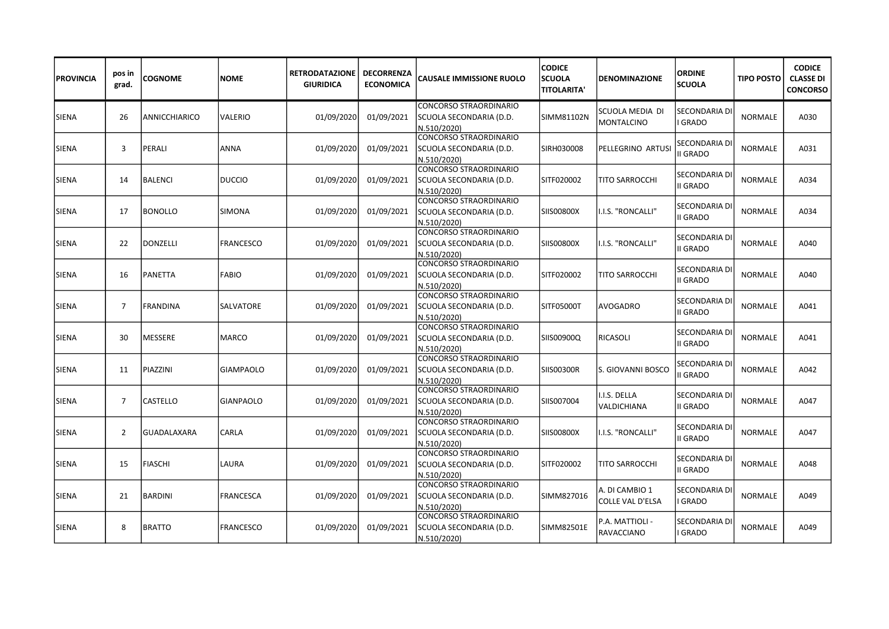| PROVINCIA | pos in grad. | COGNOME | NOME | RETRODATAZIONE GIURIDICA | DECORRENZA ECONOMICA | CAUSALE IMMISSIONE RUOLO | CODICE SCUOLA TITOLARITA' | DENOMINAZIONE | ORDINE SCUOLA | TIPO POSTO | CODICE CLASSE DI CONCORSO |
|---|---|---|---|---|---|---|---|---|---|---|---|
| SIENA | 26 | ANNICCHIARICO | VALERIO | 01/09/2020 | 01/09/2021 | CONCORSO STRAORDINARIO SCUOLA SECONDARIA (D.D. N.510/2020) | SIMM81102N | SCUOLA MEDIA DI MONTALCINO | SECONDARIA DI I GRADO | NORMALE | A030 |
| SIENA | 3 | PERALI | ANNA | 01/09/2020 | 01/09/2021 | CONCORSO STRAORDINARIO SCUOLA SECONDARIA (D.D. N.510/2020) | SIRH030008 | PELLEGRINO ARTUSI | SECONDARIA DI II GRADO | NORMALE | A031 |
| SIENA | 14 | BALENCI | DUCCIO | 01/09/2020 | 01/09/2021 | CONCORSO STRAORDINARIO SCUOLA SECONDARIA (D.D. N.510/2020) | SITF020002 | TITO SARROCCHI | SECONDARIA DI II GRADO | NORMALE | A034 |
| SIENA | 17 | BONOLLO | SIMONA | 01/09/2020 | 01/09/2021 | CONCORSO STRAORDINARIO SCUOLA SECONDARIA (D.D. N.510/2020) | SIIS00800X | I.I.S. "RONCALLI" | SECONDARIA DI II GRADO | NORMALE | A034 |
| SIENA | 22 | DONZELLI | FRANCESCO | 01/09/2020 | 01/09/2021 | CONCORSO STRAORDINARIO SCUOLA SECONDARIA (D.D. N.510/2020) | SIIS00800X | I.I.S. "RONCALLI" | SECONDARIA DI II GRADO | NORMALE | A040 |
| SIENA | 16 | PANETTA | FABIO | 01/09/2020 | 01/09/2021 | CONCORSO STRAORDINARIO SCUOLA SECONDARIA (D.D. N.510/2020) | SITF020002 | TITO SARROCCHI | SECONDARIA DI II GRADO | NORMALE | A040 |
| SIENA | 7 | FRANDINA | SALVATORE | 01/09/2020 | 01/09/2021 | CONCORSO STRAORDINARIO SCUOLA SECONDARIA (D.D. N.510/2020) | SITF05000T | AVOGADRO | SECONDARIA DI II GRADO | NORMALE | A041 |
| SIENA | 30 | MESSERE | MARCO | 01/09/2020 | 01/09/2021 | CONCORSO STRAORDINARIO SCUOLA SECONDARIA (D.D. N.510/2020) | SIIS00900Q | RICASOLI | SECONDARIA DI II GRADO | NORMALE | A041 |
| SIENA | 11 | PIAZZINI | GIAMPAOLO | 01/09/2020 | 01/09/2021 | CONCORSO STRAORDINARIO SCUOLA SECONDARIA (D.D. N.510/2020) | SIIS00300R | S. GIOVANNI BOSCO | SECONDARIA DI II GRADO | NORMALE | A042 |
| SIENA | 7 | CASTELLO | GIANPAOLO | 01/09/2020 | 01/09/2021 | CONCORSO STRAORDINARIO SCUOLA SECONDARIA (D.D. N.510/2020) | SIIS007004 | I.I.S. DELLA VALDICHIANA | SECONDARIA DI II GRADO | NORMALE | A047 |
| SIENA | 2 | GUADALAXARA | CARLA | 01/09/2020 | 01/09/2021 | CONCORSO STRAORDINARIO SCUOLA SECONDARIA (D.D. N.510/2020) | SIIS00800X | I.I.S. "RONCALLI" | SECONDARIA DI II GRADO | NORMALE | A047 |
| SIENA | 15 | FIASCHI | LAURA | 01/09/2020 | 01/09/2021 | CONCORSO STRAORDINARIO SCUOLA SECONDARIA (D.D. N.510/2020) | SITF020002 | TITO SARROCCHI | SECONDARIA DI II GRADO | NORMALE | A048 |
| SIENA | 21 | BARDINI | FRANCESCA | 01/09/2020 | 01/09/2021 | CONCORSO STRAORDINARIO SCUOLA SECONDARIA (D.D. N.510/2020) | SIMM827016 | A. DI CAMBIO 1 COLLE VAL D'ELSA | SECONDARIA DI I GRADO | NORMALE | A049 |
| SIENA | 8 | BRATTO | FRANCESCO | 01/09/2020 | 01/09/2021 | CONCORSO STRAORDINARIO SCUOLA SECONDARIA (D.D. N.510/2020) | SIMM82501E | P.A. MATTIOLI - RAVACCIANO | SECONDARIA DI I GRADO | NORMALE | A049 |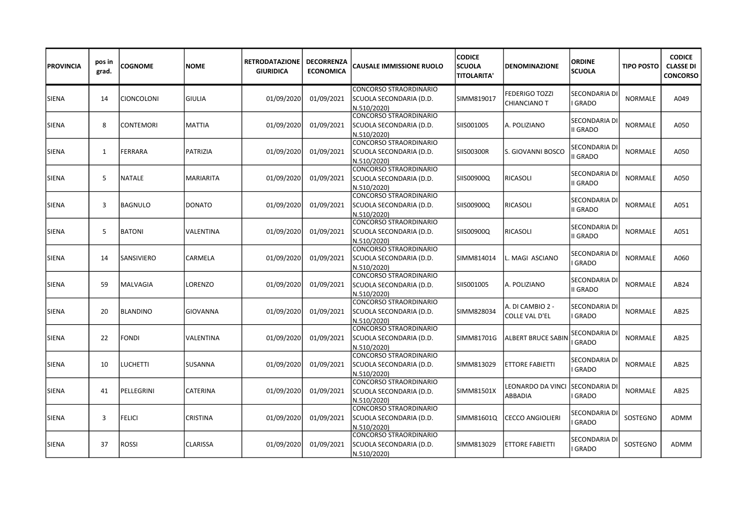| PROVINCIA | pos in grad. | COGNOME | NOME | RETRODATAZIONE GIURIDICA | DECORRENZA ECONOMICA | CAUSALE IMMISSIONE RUOLO | CODICE SCUOLA TITOLARITA' | DENOMINAZIONE | ORDINE SCUOLA | TIPO POSTO | CODICE CLASSE DI CONCORSO |
|---|---|---|---|---|---|---|---|---|---|---|---|
| SIENA | 14 | CIONCOLONI | GIULIA | 01/09/2020 | 01/09/2021 | CONCORSO STRAORDINARIO SCUOLA SECONDARIA (D.D. N.510/2020) | SIMM819017 | FEDERIGO TOZZI CHIANCIANO T | SECONDARIA DI I GRADO | NORMALE | A049 |
| SIENA | 8 | CONTEMORI | MATTIA | 01/09/2020 | 01/09/2021 | CONCORSO STRAORDINARIO SCUOLA SECONDARIA (D.D. N.510/2020) | SIIS001005 | A. POLIZIANO | SECONDARIA DI II GRADO | NORMALE | A050 |
| SIENA | 1 | FERRARA | PATRIZIA | 01/09/2020 | 01/09/2021 | CONCORSO STRAORDINARIO SCUOLA SECONDARIA (D.D. N.510/2020) | SIIS00300R | S. GIOVANNI BOSCO | SECONDARIA DI II GRADO | NORMALE | A050 |
| SIENA | 5 | NATALE | MARIARITA | 01/09/2020 | 01/09/2021 | CONCORSO STRAORDINARIO SCUOLA SECONDARIA (D.D. N.510/2020) | SIIS00900Q | RICASOLI | SECONDARIA DI II GRADO | NORMALE | A050 |
| SIENA | 3 | BAGNULO | DONATO | 01/09/2020 | 01/09/2021 | CONCORSO STRAORDINARIO SCUOLA SECONDARIA (D.D. N.510/2020) | SIIS00900Q | RICASOLI | SECONDARIA DI II GRADO | NORMALE | A051 |
| SIENA | 5 | BATONI | VALENTINA | 01/09/2020 | 01/09/2021 | CONCORSO STRAORDINARIO SCUOLA SECONDARIA (D.D. N.510/2020) | SIIS00900Q | RICASOLI | SECONDARIA DI II GRADO | NORMALE | A051 |
| SIENA | 14 | SANSIVIERO | CARMELA | 01/09/2020 | 01/09/2021 | CONCORSO STRAORDINARIO SCUOLA SECONDARIA (D.D. N.510/2020) | SIMM814014 | L. MAGI ASCIANO | SECONDARIA DI I GRADO | NORMALE | A060 |
| SIENA | 59 | MALVAGIA | LORENZO | 01/09/2020 | 01/09/2021 | CONCORSO STRAORDINARIO SCUOLA SECONDARIA (D.D. N.510/2020) | SIIS001005 | A. POLIZIANO | SECONDARIA DI II GRADO | NORMALE | AB24 |
| SIENA | 20 | BLANDINO | GIOVANNA | 01/09/2020 | 01/09/2021 | CONCORSO STRAORDINARIO SCUOLA SECONDARIA (D.D. N.510/2020) | SIMM828034 | A. DI CAMBIO 2 - COLLE VAL D'EL | SECONDARIA DI I GRADO | NORMALE | AB25 |
| SIENA | 22 | FONDI | VALENTINA | 01/09/2020 | 01/09/2021 | CONCORSO STRAORDINARIO SCUOLA SECONDARIA (D.D. N.510/2020) | SIMM81701G | ALBERT BRUCE SABIN | SECONDARIA DI I GRADO | NORMALE | AB25 |
| SIENA | 10 | LUCHETTI | SUSANNA | 01/09/2020 | 01/09/2021 | CONCORSO STRAORDINARIO SCUOLA SECONDARIA (D.D. N.510/2020) | SIMM813029 | ETTORE FABIETTI | SECONDARIA DI I GRADO | NORMALE | AB25 |
| SIENA | 41 | PELLEGRINI | CATERINA | 01/09/2020 | 01/09/2021 | CONCORSO STRAORDINARIO SCUOLA SECONDARIA (D.D. N.510/2020) | SIMM81501X | LEONARDO DA VINCI ABBADIA | SECONDARIA DI I GRADO | NORMALE | AB25 |
| SIENA | 3 | FELICI | CRISTINA | 01/09/2020 | 01/09/2021 | CONCORSO STRAORDINARIO SCUOLA SECONDARIA (D.D. N.510/2020) | SIMM81601Q | CECCO ANGIOLIERI | SECONDARIA DI I GRADO | SOSTEGNO | ADMM |
| SIENA | 37 | ROSSI | CLARISSA | 01/09/2020 | 01/09/2021 | CONCORSO STRAORDINARIO SCUOLA SECONDARIA (D.D. N.510/2020) | SIMM813029 | ETTORE FABIETTI | SECONDARIA DI I GRADO | SOSTEGNO | ADMM |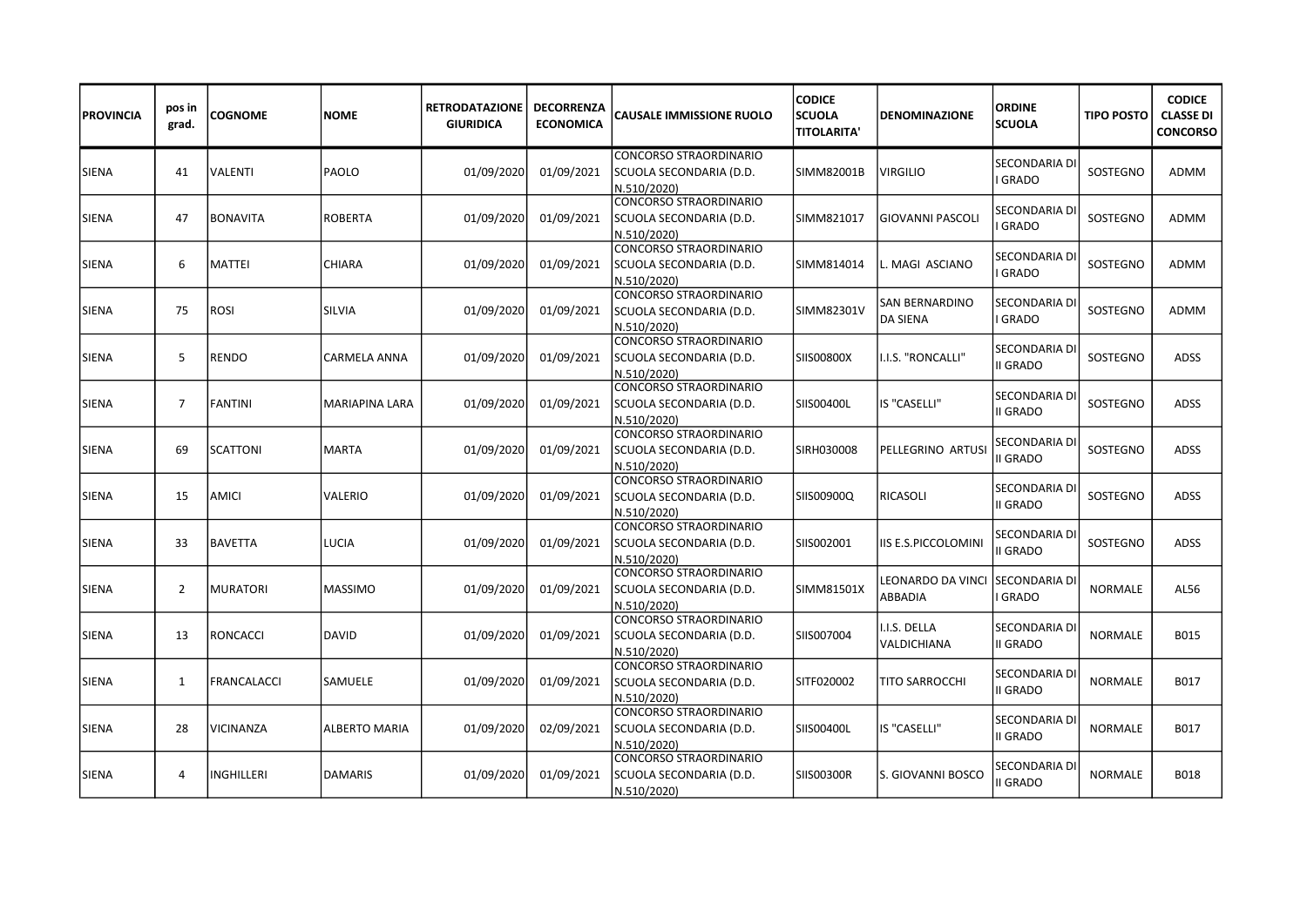| PROVINCIA | pos in grad. | COGNOME | NOME | RETRODATAZIONE GIURIDICA | DECORRENZA ECONOMICA | CAUSALE IMMISSIONE RUOLO | CODICE SCUOLA TITOLARITA' | DENOMINAZIONE | ORDINE SCUOLA | TIPO POSTO | CODICE CLASSE DI CONCORSO |
|---|---|---|---|---|---|---|---|---|---|---|---|
| SIENA | 41 | VALENTI | PAOLO | 01/09/2020 | 01/09/2021 | CONCORSO STRAORDINARIO SCUOLA SECONDARIA (D.D. N.510/2020) | SIMM82001B | VIRGILIO | SECONDARIA DI I GRADO | SOSTEGNO | ADMM |
| SIENA | 47 | BONAVITA | ROBERTA | 01/09/2020 | 01/09/2021 | CONCORSO STRAORDINARIO SCUOLA SECONDARIA (D.D. N.510/2020) | SIMM821017 | GIOVANNI PASCOLI | SECONDARIA DI I GRADO | SOSTEGNO | ADMM |
| SIENA | 6 | MATTEI | CHIARA | 01/09/2020 | 01/09/2021 | CONCORSO STRAORDINARIO SCUOLA SECONDARIA (D.D. N.510/2020) | SIMM814014 | L. MAGI ASCIANO | SECONDARIA DI I GRADO | SOSTEGNO | ADMM |
| SIENA | 75 | ROSI | SILVIA | 01/09/2020 | 01/09/2021 | CONCORSO STRAORDINARIO SCUOLA SECONDARIA (D.D. N.510/2020) | SIMM82301V | SAN BERNARDINO DA SIENA | SECONDARIA DI I GRADO | SOSTEGNO | ADMM |
| SIENA | 5 | RENDO | CARMELA ANNA | 01/09/2020 | 01/09/2021 | CONCORSO STRAORDINARIO SCUOLA SECONDARIA (D.D. N.510/2020) | SIIS00800X | I.I.S. "RONCALLI" | SECONDARIA DI II GRADO | SOSTEGNO | ADSS |
| SIENA | 7 | FANTINI | MARIAPINA LARA | 01/09/2020 | 01/09/2021 | CONCORSO STRAORDINARIO SCUOLA SECONDARIA (D.D. N.510/2020) | SIIS00400L | IS "CASELLI" | SECONDARIA DI II GRADO | SOSTEGNO | ADSS |
| SIENA | 69 | SCATTONI | MARTA | 01/09/2020 | 01/09/2021 | CONCORSO STRAORDINARIO SCUOLA SECONDARIA (D.D. N.510/2020) | SIRH030008 | PELLEGRINO ARTUSI | SECONDARIA DI II GRADO | SOSTEGNO | ADSS |
| SIENA | 15 | AMICI | VALERIO | 01/09/2020 | 01/09/2021 | CONCORSO STRAORDINARIO SCUOLA SECONDARIA (D.D. N.510/2020) | SIIS00900Q | RICASOLI | SECONDARIA DI II GRADO | SOSTEGNO | ADSS |
| SIENA | 33 | BAVETTA | LUCIA | 01/09/2020 | 01/09/2021 | CONCORSO STRAORDINARIO SCUOLA SECONDARIA (D.D. N.510/2020) | SIIS002001 | IIS E.S.PICCOLOMINI | SECONDARIA DI II GRADO | SOSTEGNO | ADSS |
| SIENA | 2 | MURATORI | MASSIMO | 01/09/2020 | 01/09/2021 | CONCORSO STRAORDINARIO SCUOLA SECONDARIA (D.D. N.510/2020) | SIMM81501X | LEONARDO DA VINCI ABBADIA | SECONDARIA DI I GRADO | NORMALE | AL56 |
| SIENA | 13 | RONCACCI | DAVID | 01/09/2020 | 01/09/2021 | CONCORSO STRAORDINARIO SCUOLA SECONDARIA (D.D. N.510/2020) | SIIS007004 | I.I.S. DELLA VALDICHIANA | SECONDARIA DI II GRADO | NORMALE | B015 |
| SIENA | 1 | FRANCALACCI | SAMUELE | 01/09/2020 | 01/09/2021 | CONCORSO STRAORDINARIO SCUOLA SECONDARIA (D.D. N.510/2020) | SITF020002 | TITO SARROCCHI | SECONDARIA DI II GRADO | NORMALE | B017 |
| SIENA | 28 | VICINANZA | ALBERTO MARIA | 01/09/2020 | 02/09/2021 | CONCORSO STRAORDINARIO SCUOLA SECONDARIA (D.D. N.510/2020) | SIIS00400L | IS "CASELLI" | SECONDARIA DI II GRADO | NORMALE | B017 |
| SIENA | 4 | INGHILLERI | DAMARIS | 01/09/2020 | 01/09/2021 | CONCORSO STRAORDINARIO SCUOLA SECONDARIA (D.D. N.510/2020) | SIIS00300R | S. GIOVANNI BOSCO | SECONDARIA DI II GRADO | NORMALE | B018 |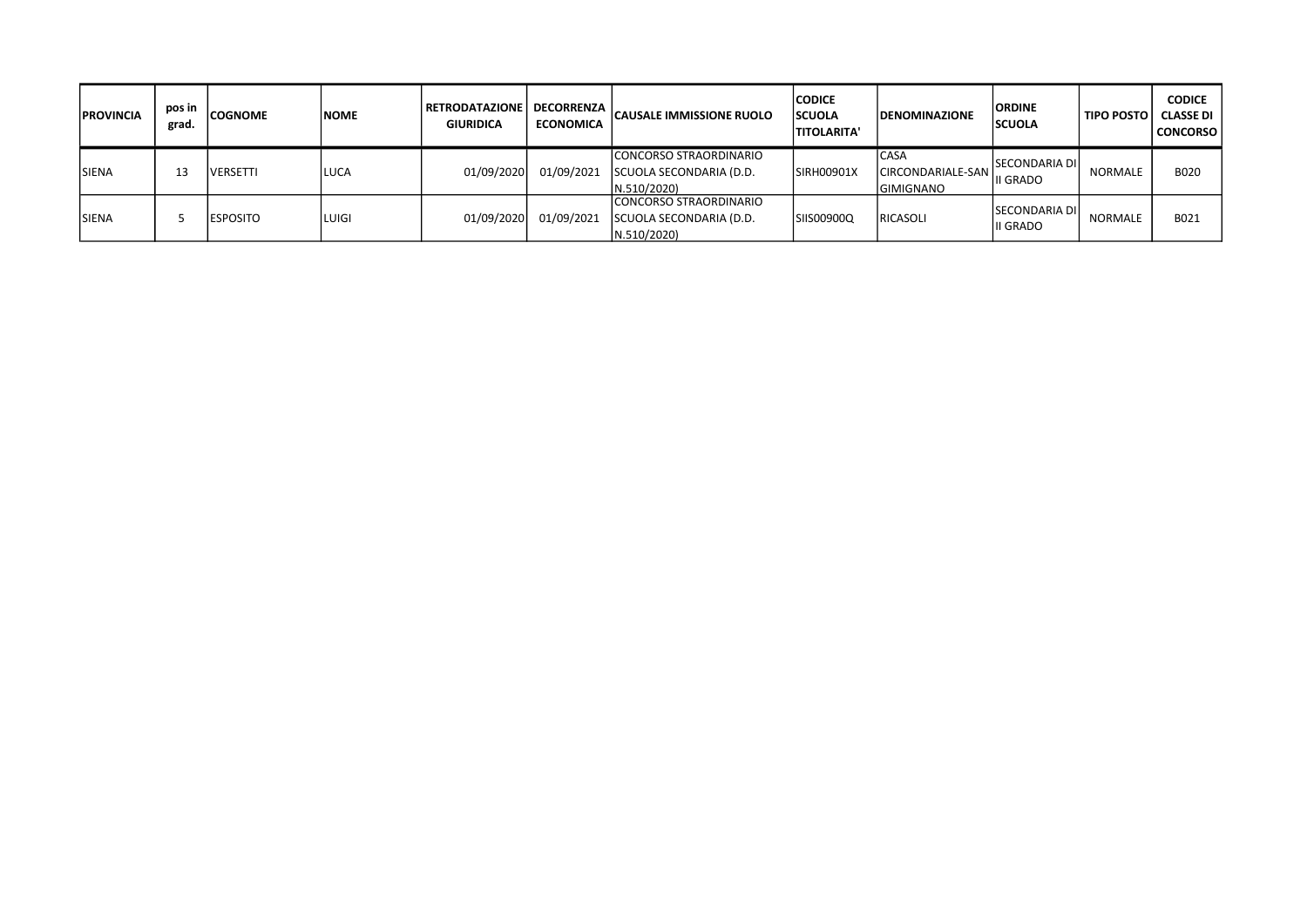| PROVINCIA | pos in grad. | COGNOME | NOME | RETRODATAZIONE GIURIDICA | DECORRENZA ECONOMICA | CAUSALE IMMISSIONE RUOLO | CODICE SCUOLA TITOLARITA' | DENOMINAZIONE | ORDINE SCUOLA | TIPO POSTO | CODICE CLASSE DI CONCORSO |
|---|---|---|---|---|---|---|---|---|---|---|---|
| SIENA | 13 | VERSETTI | LUCA | 01/09/2020 | 01/09/2021 | CONCORSO STRAORDINARIO SCUOLA SECONDARIA (D.D. N.510/2020) | SIRH00901X | CASA CIRCONDARIALE-SAN GIMIGNANO | SECONDARIA DI II GRADO | NORMALE | B020 |
| SIENA | 5 | ESPOSITO | LUIGI | 01/09/2020 | 01/09/2021 | CONCORSO STRAORDINARIO SCUOLA SECONDARIA (D.D. N.510/2020) | SIIS00900Q | RICASOLI | SECONDARIA DI II GRADO | NORMALE | B021 |